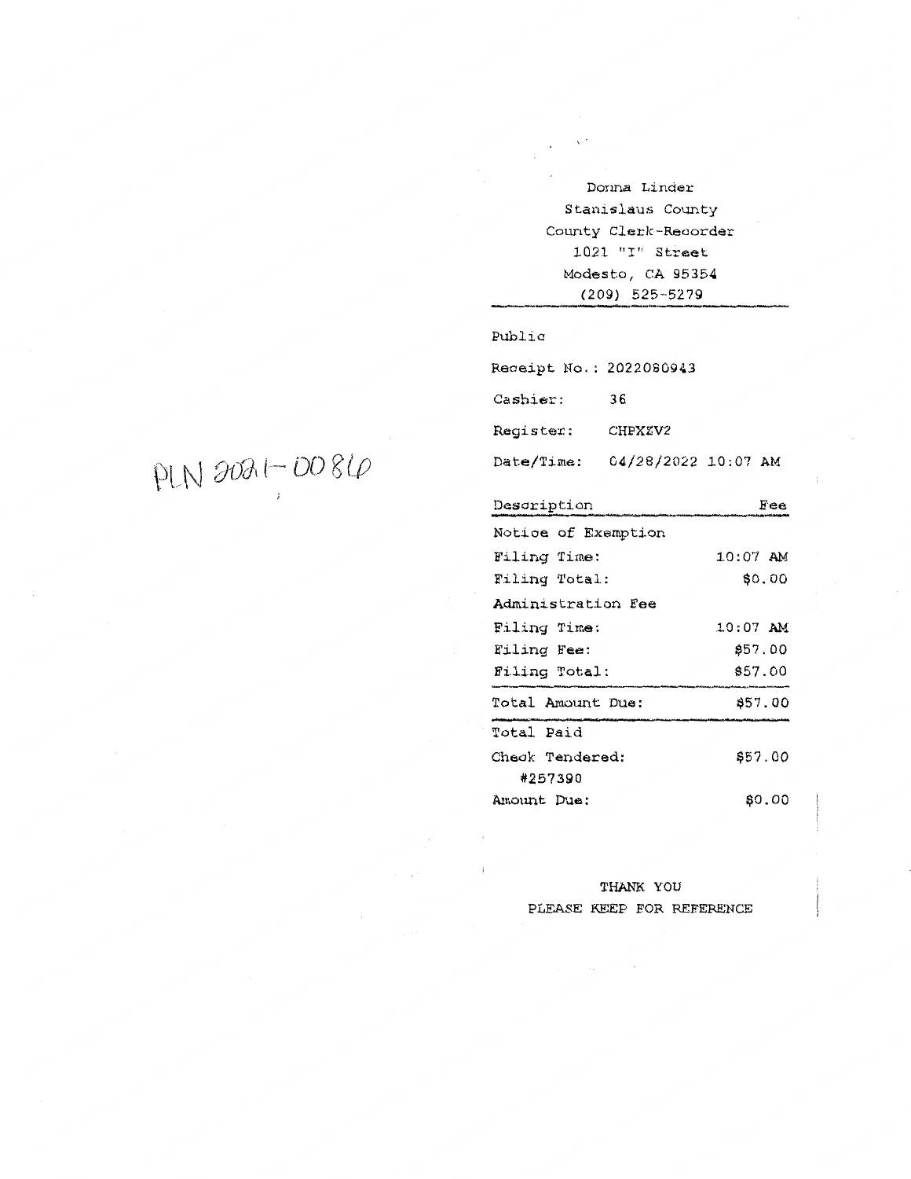PLN 2021-0086

Donna Linder
Stanislaus County
County Clerk-Recorder
1021 "I" Street
Modesto, CA 95354
(209) 525-5279

Public

Receipt No.: 2022080943

Cashier: 36

Register: CHPXZV2

Date/Time: 04/28/2022 10:07 AM

| Description | Fee |
|---|---|
| Notice of Exemption | |
| Filing Time: | 10:07 AM |
| Filing Total: | $0.00 |
| Administration Fee | |
| Filing Time: | 10:07 AM |
| Filing Fee: | $57.00 |
| Filing Total: | $57.00 |
| Total Amount Due: | $57.00 |
| Total Paid | |
| Check Tendered: #257390 | $57.00 |
| Amount Due: | $0.00 |

THANK YOU
PLEASE KEEP FOR REFERENCE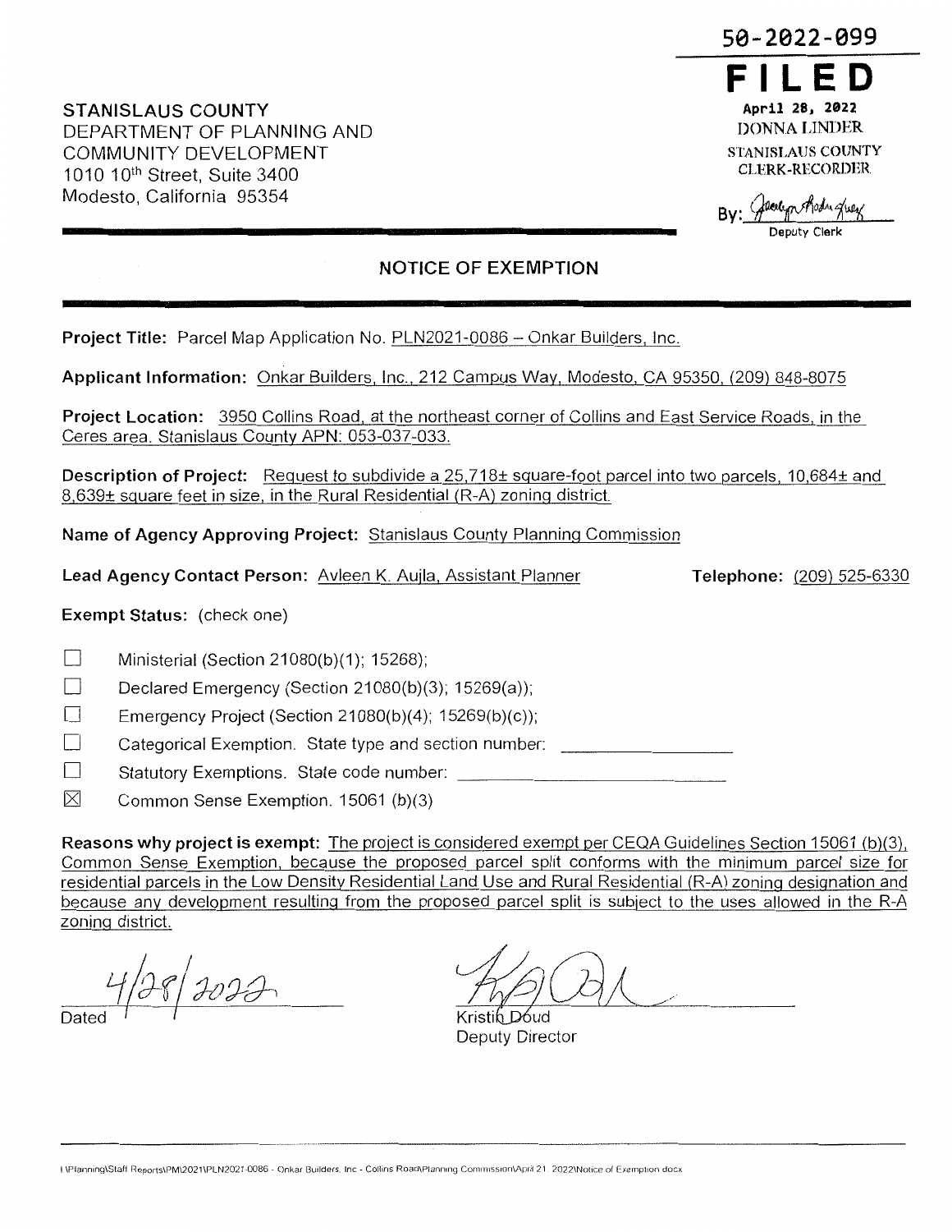50-2022-099

**FILED**

April 28, 2022
DONNA LINDER
STANISLAUS COUNTY
CLERK-RECORDER

By: ________________
Deputy Clerk

**STANISLAUS COUNTY**
DEPARTMENT OF PLANNING AND
COMMUNITY DEVELOPMENT
1010 10th Street, Suite 3400
Modesto, California 95354

## NOTICE OF EXEMPTION

**Project Title:** Parcel Map Application No. PLN2021-0086 – Onkar Builders, Inc.

**Applicant Information:** Onkar Builders, Inc., 212 Campus Way, Modesto, CA 95350, (209) 848-8075

**Project Location:** 3950 Collins Road, at the northeast corner of Collins and East Service Roads, in the Ceres area. Stanislaus County APN: 053-037-033.

**Description of Project:** Request to subdivide a 25,718± square-foot parcel into two parcels, 10,684± and 8,639± square feet in size, in the Rural Residential (R-A) zoning district.

**Name of Agency Approving Project:** Stanislaus County Planning Commission

**Lead Agency Contact Person:** Avleen K. Aujla, Assistant Planner **Telephone:** (209) 525-6330

**Exempt Status:** (check one)

- ☐ Ministerial (Section 21080(b)(1); 15268);
- ☐ Declared Emergency (Section 21080(b)(3); 15269(a));
- ☐ Emergency Project (Section 21080(b)(4); 15269(b)(c));
- ☐ Categorical Exemption. State type and section number: ________________
- ☐ Statutory Exemptions. State code number: ________________
- ☒ Common Sense Exemption. 15061 (b)(3)

**Reasons why project is exempt:** The project is considered exempt per CEQA Guidelines Section 15061 (b)(3), Common Sense Exemption, because the proposed parcel split conforms with the minimum parcel size for residential parcels in the Low Density Residential Land Use and Rural Residential (R-A) zoning designation and because any development resulting from the proposed parcel split is subject to the uses allowed in the R-A zoning district.

4/28/2022
Dated

Kristin Doud
Deputy Director

I:\Planning\Staff Reports\PM\2021\PLN2021-0086 - Onkar Builders, Inc - Collins Road\Planning Commission\April 21, 2022\Notice of Exemption.docx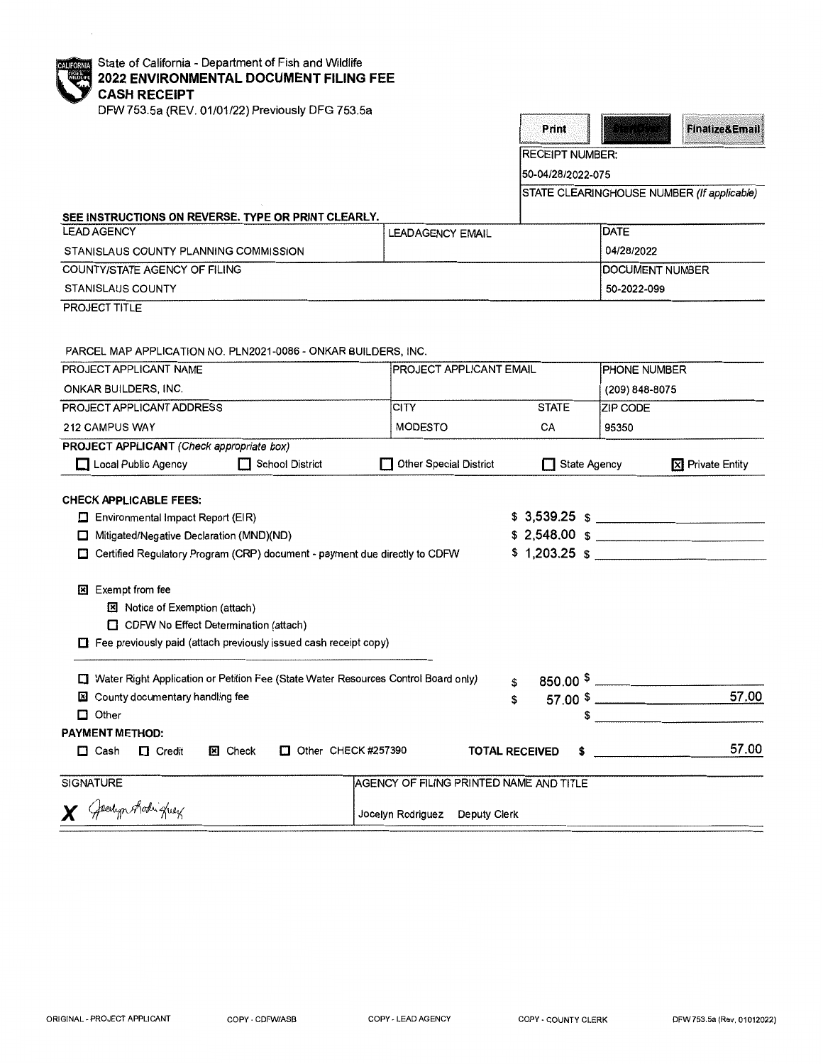State of California - Department of Fish and Wildlife

# 2022 ENVIRONMENTAL DOCUMENT FILING FEE CASH RECEIPT

DFW 753.5a (REV. 01/01/22) Previously DFG 753.5a

Print | Start Over | Finalize&Email

RECEIPT NUMBER:

50-04/28/2022-075

STATE CLEARINGHOUSE NUMBER *(If applicable)*

**SEE INSTRUCTIONS ON REVERSE. TYPE OR PRINT CLEARLY.**

| LEAD AGENCY | LEADAGENCY EMAIL | DATE |
|---|---|---|
| STANISLAUS COUNTY PLANNING COMMISSION | | 04/28/2022 |
| COUNTY/STATE AGENCY OF FILING | | DOCUMENT NUMBER |
| STANISLAUS COUNTY | | 50-2022-099 |

PROJECT TITLE

PARCEL MAP APPLICATION NO. PLN2021-0086 - ONKAR BUILDERS, INC.

| PROJECT APPLICANT NAME | PROJECT APPLICANT EMAIL | | PHONE NUMBER |
|---|---|---|---|
| ONKAR BUILDERS, INC. | | | (209) 848-8075 |
| PROJECT APPLICANT ADDRESS | CITY | STATE | ZIP CODE |
| 212 CAMPUS WAY | MODESTO | CA | 95350 |

**PROJECT APPLICANT** *(Check appropriate box)*

☐ Local Public Agency ☐ School District ☐ Other Special District ☐ State Agency ☒ Private Entity

**CHECK APPLICABLE FEES:**

- ☐ Environmental Impact Report (EIR) $ 3,539.25 $
- ☐ Mitigated/Negative Declaration (MND)(ND) $ 2,548.00 $
- ☐ Certified Regulatory Program (CRP) document - payment due directly to CDFW $ 1,203.25 $

- ☒ Exempt from fee
  - ☒ Notice of Exemption (attach)
  - ☐ CDFW No Effect Determination (attach)
- ☐ Fee previously paid (attach previously issued cash receipt copy)

- ☐ Water Right Application or Petition Fee (State Water Resources Control Board only) $ 850.00 $
- ☒ County documentary handling fee $ 57.00 $ 57.00
- ☐ Other $

**PAYMENT METHOD:**

☐ Cash ☐ Credit ☒ Check ☐ Other CHECK #257390 **TOTAL RECEIVED** $ 57.00

| SIGNATURE | AGENCY OF FILING PRINTED NAME AND TITLE |
|---|---|
| X Jocelyn Rodriguez | Jocelyn Rodriguez Deputy Clerk |

ORIGINAL - PROJECT APPLICANT COPY - CDFW/ASB COPY - LEAD AGENCY COPY - COUNTY CLERK DFW 753.5a (Rev. 01012022)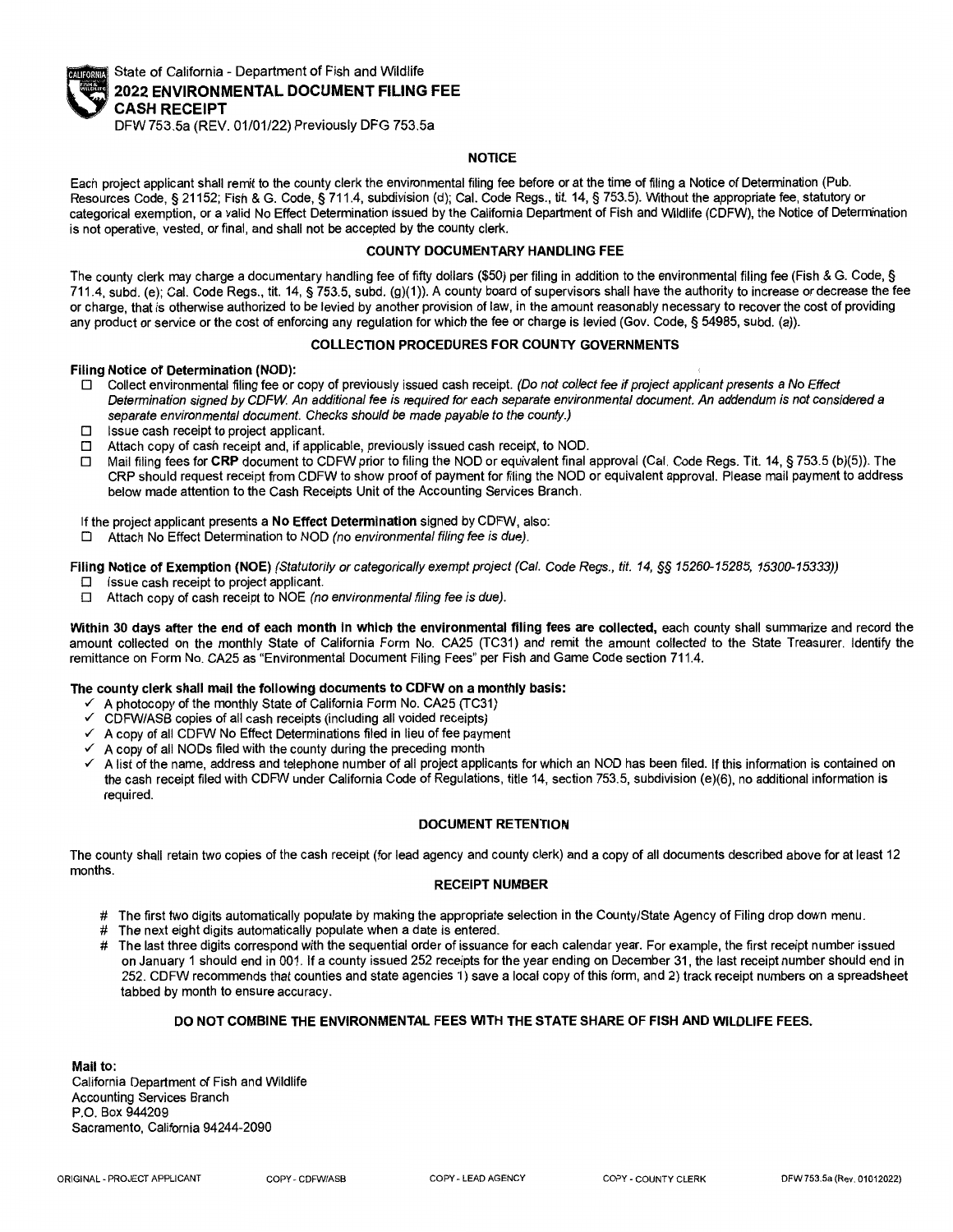State of California - Department of Fish and Wildlife

# 2022 ENVIRONMENTAL DOCUMENT FILING FEE CASH RECEIPT

DFW 753.5a (REV. 01/01/22) Previously DFG 753.5a

### NOTICE

Each project applicant shall remit to the county clerk the environmental filing fee before or at the time of filing a Notice of Determination (Pub. Resources Code, § 21152; Fish & G. Code, § 711.4, subdivision (d); Cal. Code Regs., tit. 14, § 753.5). Without the appropriate fee, statutory or categorical exemption, or a valid No Effect Determination issued by the California Department of Fish and Wildlife (CDFW), the Notice of Determination is not operative, vested, or final, and shall not be accepted by the county clerk.

### COUNTY DOCUMENTARY HANDLING FEE

The county clerk may charge a documentary handling fee of fifty dollars ($50) per filing in addition to the environmental filing fee (Fish & G. Code, § 711.4, subd. (e); Cal. Code Regs., tit. 14, § 753.5, subd. (g)(1)). A county board of supervisors shall have the authority to increase or decrease the fee or charge, that is otherwise authorized to be levied by another provision of law, in the amount reasonably necessary to recover the cost of providing any product or service or the cost of enforcing any regulation for which the fee or charge is levied (Gov. Code, § 54985, subd. (a)).

### COLLECTION PROCEDURES FOR COUNTY GOVERNMENTS

**Filing Notice of Determination (NOD):**

- ☐ Collect environmental filing fee or copy of previously issued cash receipt. *(Do not collect fee if project applicant presents a No Effect Determination signed by CDFW. An additional fee is required for each separate environmental document. An addendum is not considered a separate environmental document. Checks should be made payable to the county.)*
- ☐ Issue cash receipt to project applicant.
- ☐ Attach copy of cash receipt and, if applicable, previously issued cash receipt, to NOD.
- ☐ Mail filing fees for **CRP** document to CDFW prior to filing the NOD or equivalent final approval (Cal. Code Regs. Tit. 14, § 753.5 (b)(5)). The CRP should request receipt from CDFW to show proof of payment for filing the NOD or equivalent approval. Please mail payment to address below made attention to the Cash Receipts Unit of the Accounting Services Branch.

If the project applicant presents a **No Effect Determination** signed by CDFW, also:

- ☐ Attach No Effect Determination to NOD *(no environmental filing fee is due).*

**Filing Notice of Exemption (NOE)** *(Statutorily or categorically exempt project (Cal. Code Regs., tit. 14, §§ 15260-15285, 15300-15333))*

- ☐ Issue cash receipt to project applicant.
- ☐ Attach copy of cash receipt to NOE *(no environmental filing fee is due).*

**Within 30 days after the end of each month in which the environmental filing fees are collected,** each county shall summarize and record the amount collected on the monthly State of California Form No. CA25 (TC31) and remit the amount collected to the State Treasurer. Identify the remittance on Form No. CA25 as "Environmental Document Filing Fees" per Fish and Game Code section 711.4.

**The county clerk shall mail the following documents to CDFW on a monthly basis:**

- ✓ A photocopy of the monthly State of California Form No. CA25 (TC31)
- ✓ CDFW/ASB copies of all cash receipts (including all voided receipts)
- ✓ A copy of all CDFW No Effect Determinations filed in lieu of fee payment
- ✓ A copy of all NODs filed with the county during the preceding month
- ✓ A list of the name, address and telephone number of all project applicants for which an NOD has been filed. If this information is contained on the cash receipt filed with CDFW under California Code of Regulations, title 14, section 753.5, subdivision (e)(6), no additional information is required.

### DOCUMENT RETENTION

The county shall retain two copies of the cash receipt (for lead agency and county clerk) and a copy of all documents described above for at least 12 months.

### RECEIPT NUMBER

- # The first two digits automatically populate by making the appropriate selection in the County/State Agency of Filing drop down menu.
- # The next eight digits automatically populate when a date is entered.
- # The last three digits correspond with the sequential order of issuance for each calendar year. For example, the first receipt number issued on January 1 should end in 001. If a county issued 252 receipts for the year ending on December 31, the last receipt number should end in 252. CDFW recommends that counties and state agencies 1) save a local copy of this form, and 2) track receipt numbers on a spreadsheet tabbed by month to ensure accuracy.

### DO NOT COMBINE THE ENVIRONMENTAL FEES WITH THE STATE SHARE OF FISH AND WILDLIFE FEES.

**Mail to:**
California Department of Fish and Wildlife
Accounting Services Branch
P.O. Box 944209
Sacramento, California 94244-2090

ORIGINAL - PROJECT APPLICANT | COPY - CDFW/ASB | COPY - LEAD AGENCY | COPY - COUNTY CLERK | DFW 753.5a (Rev. 01012022)